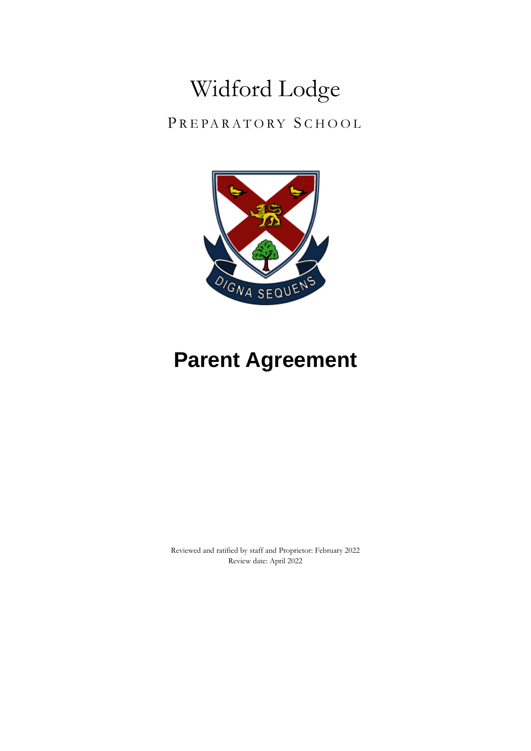# Widford Lodge

PREPARATORY SCHOOL

DIGNA SEQUENS

# Parent Agreement

Reviewed and ratified by staff and Proprietor: February 2022
Review date: April 2022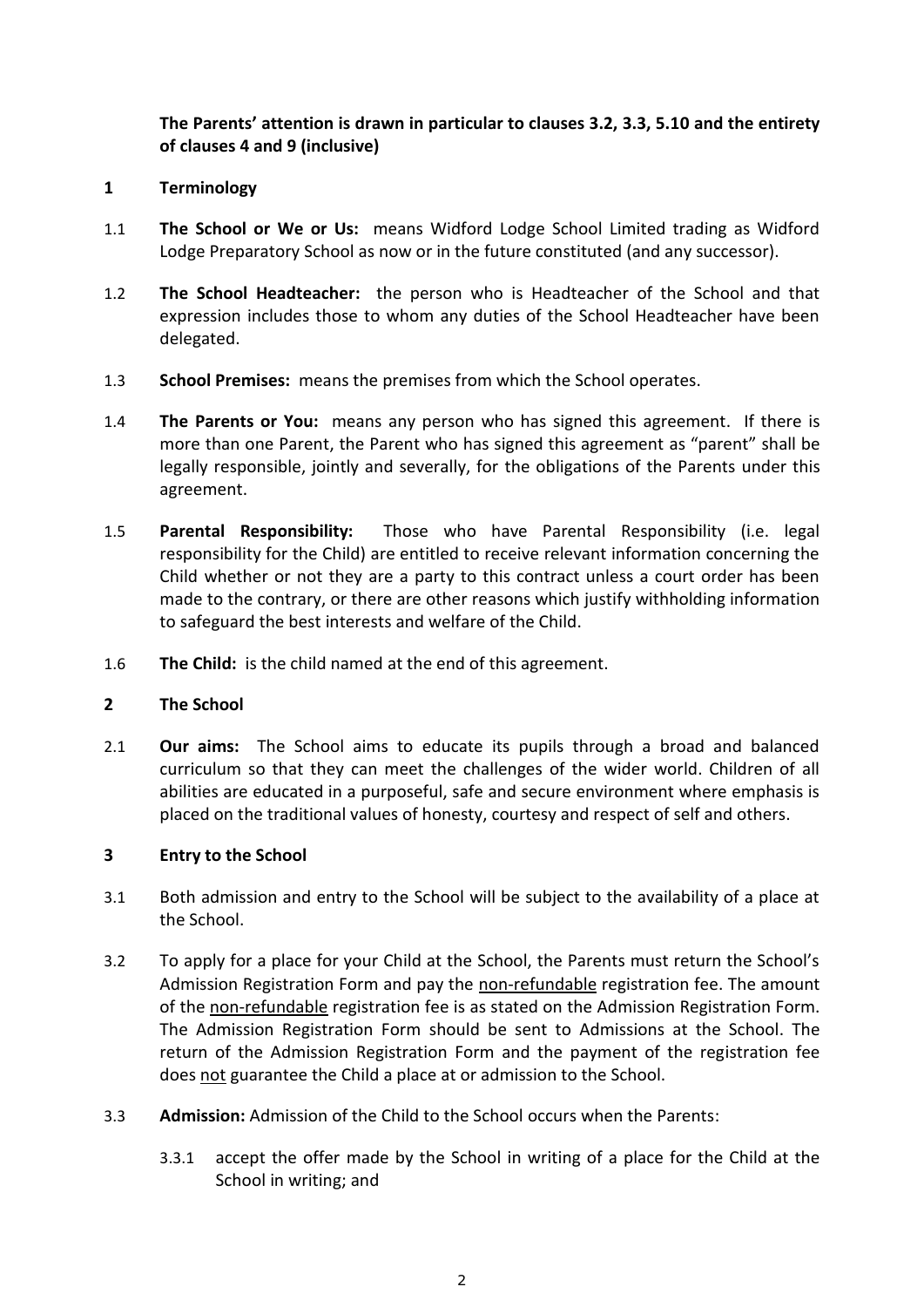**The Parents' attention is drawn in particular to clauses 3.2, 3.3, 5.10 and the entirety of clauses 4 and 9 (inclusive)**

## 1 Terminology

1.1 **The School or We or Us:** means Widford Lodge School Limited trading as Widford Lodge Preparatory School as now or in the future constituted (and any successor).

1.2 **The School Headteacher:** the person who is Headteacher of the School and that expression includes those to whom any duties of the School Headteacher have been delegated.

1.3 **School Premises:** means the premises from which the School operates.

1.4 **The Parents or You:** means any person who has signed this agreement. If there is more than one Parent, the Parent who has signed this agreement as "parent" shall be legally responsible, jointly and severally, for the obligations of the Parents under this agreement.

1.5 **Parental Responsibility:** Those who have Parental Responsibility (i.e. legal responsibility for the Child) are entitled to receive relevant information concerning the Child whether or not they are a party to this contract unless a court order has been made to the contrary, or there are other reasons which justify withholding information to safeguard the best interests and welfare of the Child.

1.6 **The Child:** is the child named at the end of this agreement.

## 2 The School

2.1 **Our aims:** The School aims to educate its pupils through a broad and balanced curriculum so that they can meet the challenges of the wider world. Children of all abilities are educated in a purposeful, safe and secure environment where emphasis is placed on the traditional values of honesty, courtesy and respect of self and others.

## 3 Entry to the School

3.1 Both admission and entry to the School will be subject to the availability of a place at the School.

3.2 To apply for a place for your Child at the School, the Parents must return the School's Admission Registration Form and pay the <u>non-refundable</u> registration fee. The amount of the <u>non-refundable</u> registration fee is as stated on the Admission Registration Form. The Admission Registration Form should be sent to Admissions at the School. The return of the Admission Registration Form and the payment of the registration fee does <u>not</u> guarantee the Child a place at or admission to the School.

3.3 **Admission:** Admission of the Child to the School occurs when the Parents:

3.3.1 accept the offer made by the School in writing of a place for the Child at the School in writing; and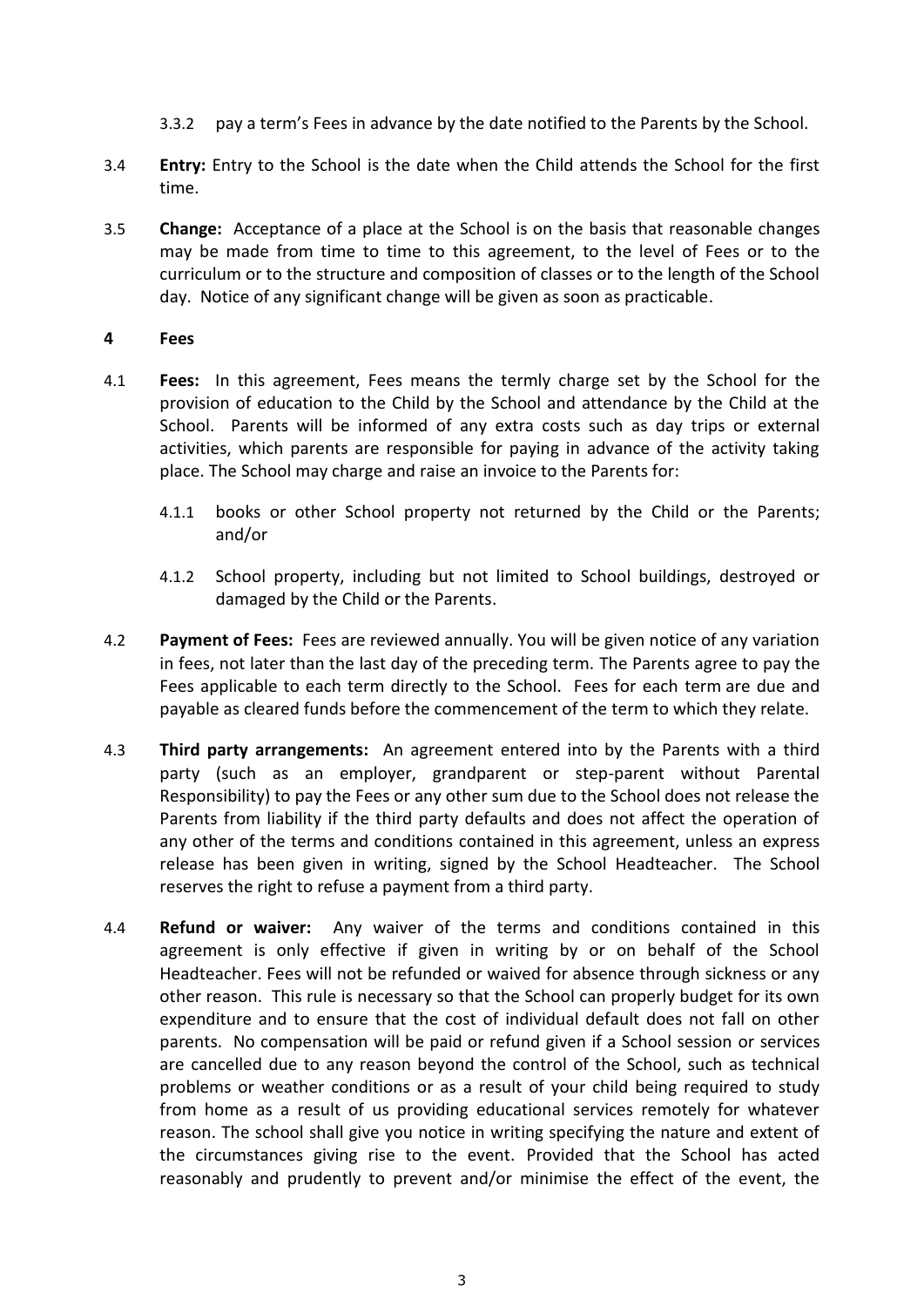3.3.2 pay a term's Fees in advance by the date notified to the Parents by the School.

3.4 **Entry:** Entry to the School is the date when the Child attends the School for the first time.

3.5 **Change:** Acceptance of a place at the School is on the basis that reasonable changes may be made from time to time to this agreement, to the level of Fees or to the curriculum or to the structure and composition of classes or to the length of the School day. Notice of any significant change will be given as soon as practicable.

## 4 Fees

4.1 **Fees:** In this agreement, Fees means the termly charge set by the School for the provision of education to the Child by the School and attendance by the Child at the School. Parents will be informed of any extra costs such as day trips or external activities, which parents are responsible for paying in advance of the activity taking place. The School may charge and raise an invoice to the Parents for:

4.1.1 books or other School property not returned by the Child or the Parents; and/or

4.1.2 School property, including but not limited to School buildings, destroyed or damaged by the Child or the Parents.

4.2 **Payment of Fees:** Fees are reviewed annually. You will be given notice of any variation in fees, not later than the last day of the preceding term. The Parents agree to pay the Fees applicable to each term directly to the School. Fees for each term are due and payable as cleared funds before the commencement of the term to which they relate.

4.3 **Third party arrangements:** An agreement entered into by the Parents with a third party (such as an employer, grandparent or step-parent without Parental Responsibility) to pay the Fees or any other sum due to the School does not release the Parents from liability if the third party defaults and does not affect the operation of any other of the terms and conditions contained in this agreement, unless an express release has been given in writing, signed by the School Headteacher. The School reserves the right to refuse a payment from a third party.

4.4 **Refund or waiver:** Any waiver of the terms and conditions contained in this agreement is only effective if given in writing by or on behalf of the School Headteacher. Fees will not be refunded or waived for absence through sickness or any other reason. This rule is necessary so that the School can properly budget for its own expenditure and to ensure that the cost of individual default does not fall on other parents. No compensation will be paid or refund given if a School session or services are cancelled due to any reason beyond the control of the School, such as technical problems or weather conditions or as a result of your child being required to study from home as a result of us providing educational services remotely for whatever reason. The school shall give you notice in writing specifying the nature and extent of the circumstances giving rise to the event. Provided that the School has acted reasonably and prudently to prevent and/or minimise the effect of the event, the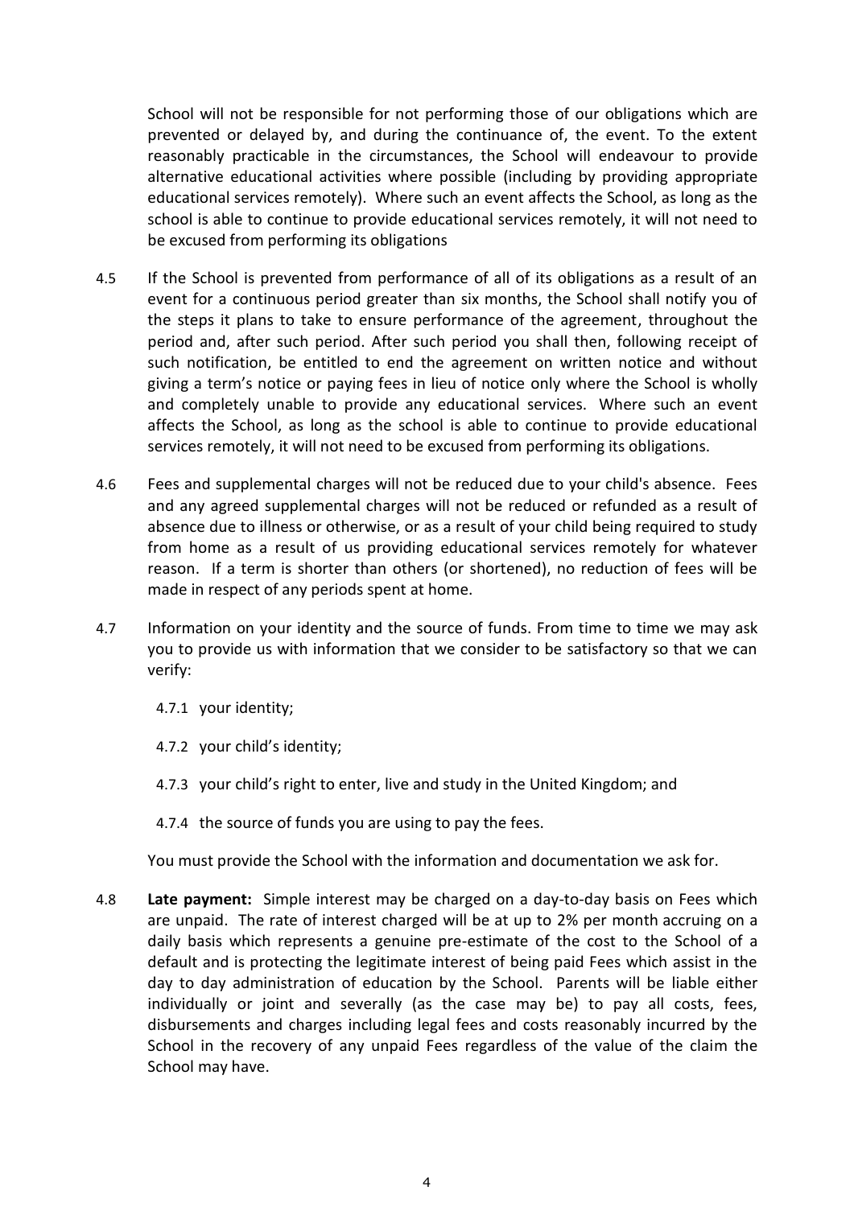School will not be responsible for not performing those of our obligations which are prevented or delayed by, and during the continuance of, the event. To the extent reasonably practicable in the circumstances, the School will endeavour to provide alternative educational activities where possible (including by providing appropriate educational services remotely). Where such an event affects the School, as long as the school is able to continue to provide educational services remotely, it will not need to be excused from performing its obligations

4.5 If the School is prevented from performance of all of its obligations as a result of an event for a continuous period greater than six months, the School shall notify you of the steps it plans to take to ensure performance of the agreement, throughout the period and, after such period. After such period you shall then, following receipt of such notification, be entitled to end the agreement on written notice and without giving a term's notice or paying fees in lieu of notice only where the School is wholly and completely unable to provide any educational services. Where such an event affects the School, as long as the school is able to continue to provide educational services remotely, it will not need to be excused from performing its obligations.

4.6 Fees and supplemental charges will not be reduced due to your child's absence. Fees and any agreed supplemental charges will not be reduced or refunded as a result of absence due to illness or otherwise, or as a result of your child being required to study from home as a result of us providing educational services remotely for whatever reason. If a term is shorter than others (or shortened), no reduction of fees will be made in respect of any periods spent at home.

4.7 Information on your identity and the source of funds. From time to time we may ask you to provide us with information that we consider to be satisfactory so that we can verify:

4.7.1 your identity;

4.7.2 your child's identity;

4.7.3 your child's right to enter, live and study in the United Kingdom; and

4.7.4 the source of funds you are using to pay the fees.

You must provide the School with the information and documentation we ask for.

4.8 **Late payment:** Simple interest may be charged on a day-to-day basis on Fees which are unpaid. The rate of interest charged will be at up to 2% per month accruing on a daily basis which represents a genuine pre-estimate of the cost to the School of a default and is protecting the legitimate interest of being paid Fees which assist in the day to day administration of education by the School. Parents will be liable either individually or joint and severally (as the case may be) to pay all costs, fees, disbursements and charges including legal fees and costs reasonably incurred by the School in the recovery of any unpaid Fees regardless of the value of the claim the School may have.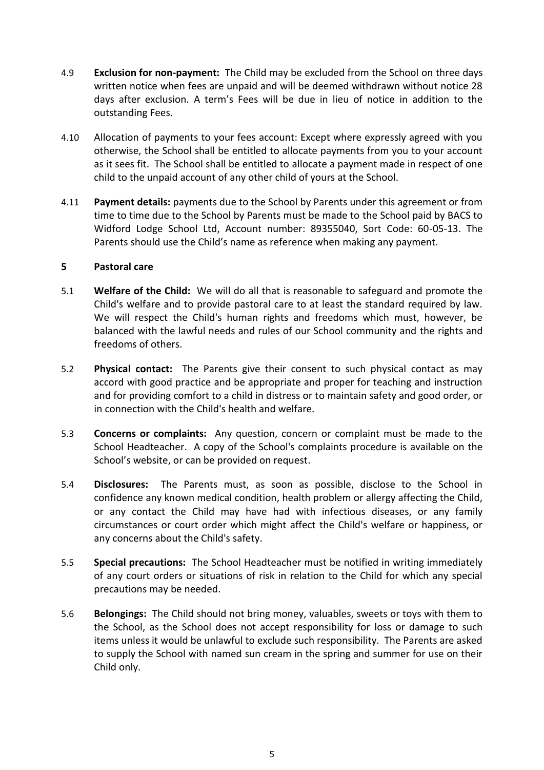4.9 **Exclusion for non-payment:** The Child may be excluded from the School on three days written notice when fees are unpaid and will be deemed withdrawn without notice 28 days after exclusion. A term's Fees will be due in lieu of notice in addition to the outstanding Fees.

4.10 Allocation of payments to your fees account: Except where expressly agreed with you otherwise, the School shall be entitled to allocate payments from you to your account as it sees fit. The School shall be entitled to allocate a payment made in respect of one child to the unpaid account of any other child of yours at the School.

4.11 **Payment details:** payments due to the School by Parents under this agreement or from time to time due to the School by Parents must be made to the School paid by BACS to Widford Lodge School Ltd, Account number: 89355040, Sort Code: 60-05-13. The Parents should use the Child's name as reference when making any payment.

## 5 Pastoral care

5.1 **Welfare of the Child:** We will do all that is reasonable to safeguard and promote the Child's welfare and to provide pastoral care to at least the standard required by law. We will respect the Child's human rights and freedoms which must, however, be balanced with the lawful needs and rules of our School community and the rights and freedoms of others.

5.2 **Physical contact:** The Parents give their consent to such physical contact as may accord with good practice and be appropriate and proper for teaching and instruction and for providing comfort to a child in distress or to maintain safety and good order, or in connection with the Child's health and welfare.

5.3 **Concerns or complaints:** Any question, concern or complaint must be made to the School Headteacher. A copy of the School's complaints procedure is available on the School's website, or can be provided on request.

5.4 **Disclosures:** The Parents must, as soon as possible, disclose to the School in confidence any known medical condition, health problem or allergy affecting the Child, or any contact the Child may have had with infectious diseases, or any family circumstances or court order which might affect the Child's welfare or happiness, or any concerns about the Child's safety.

5.5 **Special precautions:** The School Headteacher must be notified in writing immediately of any court orders or situations of risk in relation to the Child for which any special precautions may be needed.

5.6 **Belongings:** The Child should not bring money, valuables, sweets or toys with them to the School, as the School does not accept responsibility for loss or damage to such items unless it would be unlawful to exclude such responsibility. The Parents are asked to supply the School with named sun cream in the spring and summer for use on their Child only.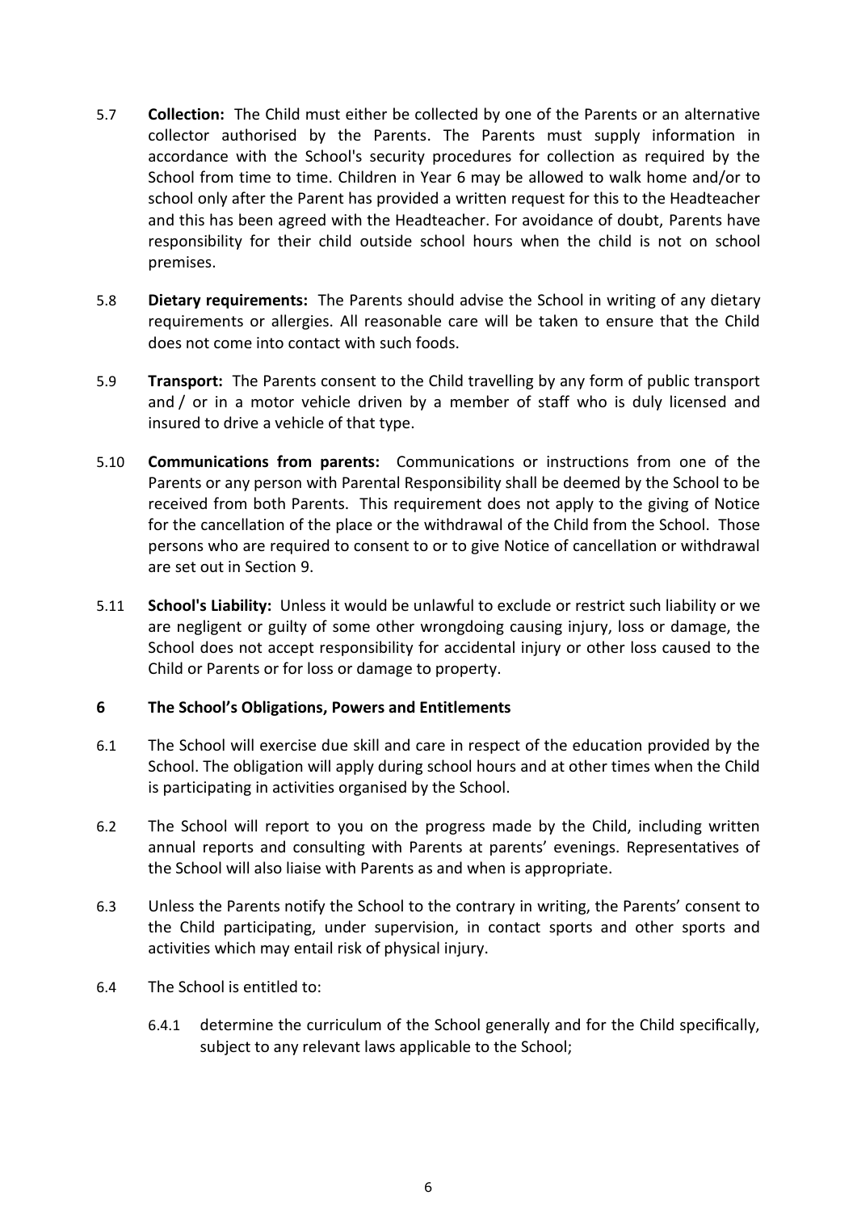5.7 **Collection:** The Child must either be collected by one of the Parents or an alternative collector authorised by the Parents. The Parents must supply information in accordance with the School's security procedures for collection as required by the School from time to time. Children in Year 6 may be allowed to walk home and/or to school only after the Parent has provided a written request for this to the Headteacher and this has been agreed with the Headteacher. For avoidance of doubt, Parents have responsibility for their child outside school hours when the child is not on school premises.

5.8 **Dietary requirements:** The Parents should advise the School in writing of any dietary requirements or allergies. All reasonable care will be taken to ensure that the Child does not come into contact with such foods.

5.9 **Transport:** The Parents consent to the Child travelling by any form of public transport and / or in a motor vehicle driven by a member of staff who is duly licensed and insured to drive a vehicle of that type.

5.10 **Communications from parents:** Communications or instructions from one of the Parents or any person with Parental Responsibility shall be deemed by the School to be received from both Parents. This requirement does not apply to the giving of Notice for the cancellation of the place or the withdrawal of the Child from the School. Those persons who are required to consent to or to give Notice of cancellation or withdrawal are set out in Section 9.

5.11 **School's Liability:** Unless it would be unlawful to exclude or restrict such liability or we are negligent or guilty of some other wrongdoing causing injury, loss or damage, the School does not accept responsibility for accidental injury or other loss caused to the Child or Parents or for loss or damage to property.

## 6 The School's Obligations, Powers and Entitlements

6.1 The School will exercise due skill and care in respect of the education provided by the School. The obligation will apply during school hours and at other times when the Child is participating in activities organised by the School.

6.2 The School will report to you on the progress made by the Child, including written annual reports and consulting with Parents at parents' evenings. Representatives of the School will also liaise with Parents as and when is appropriate.

6.3 Unless the Parents notify the School to the contrary in writing, the Parents' consent to the Child participating, under supervision, in contact sports and other sports and activities which may entail risk of physical injury.

6.4 The School is entitled to:

6.4.1 determine the curriculum of the School generally and for the Child specifically, subject to any relevant laws applicable to the School;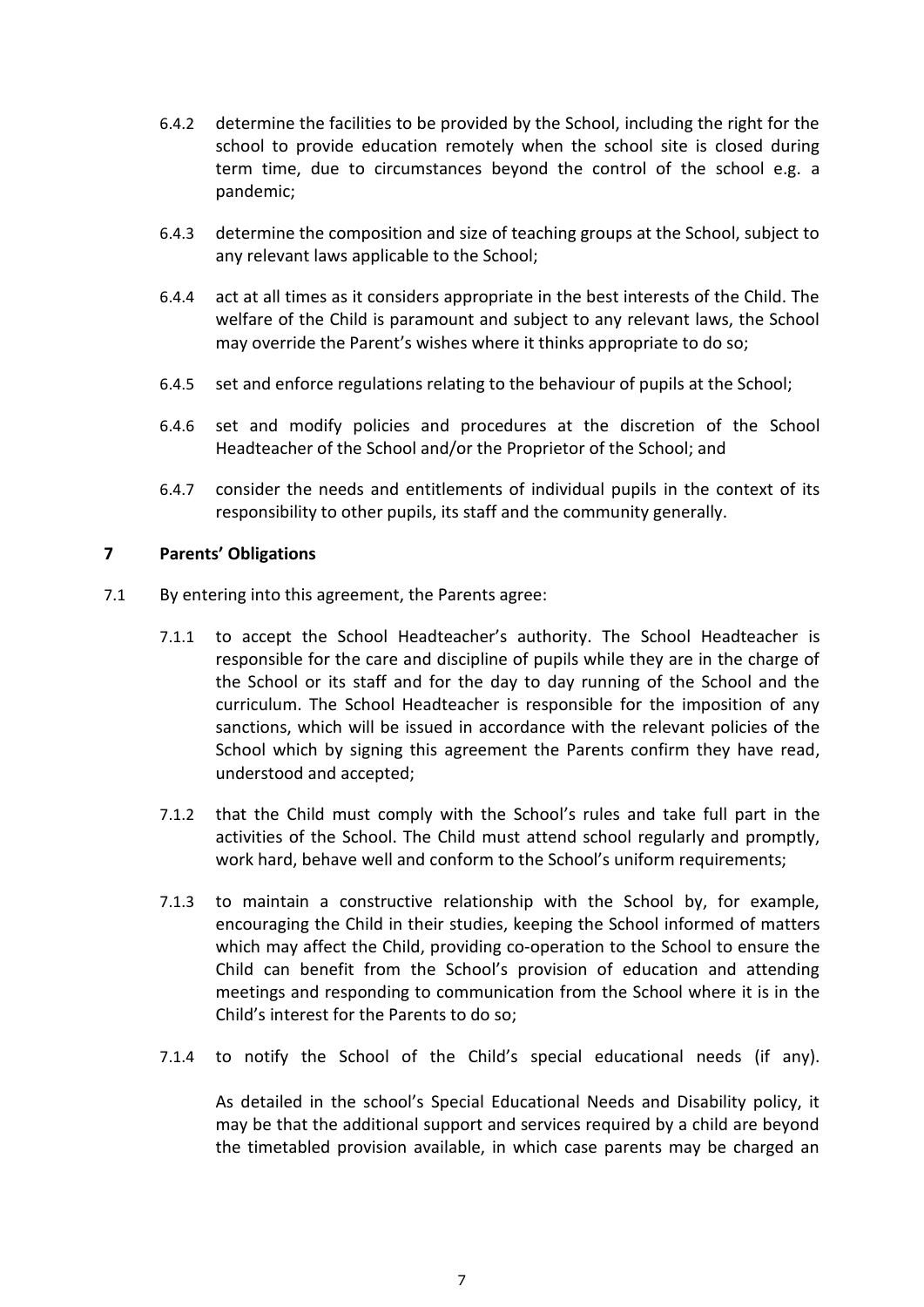6.4.2 determine the facilities to be provided by the School, including the right for the school to provide education remotely when the school site is closed during term time, due to circumstances beyond the control of the school e.g. a pandemic;

6.4.3 determine the composition and size of teaching groups at the School, subject to any relevant laws applicable to the School;

6.4.4 act at all times as it considers appropriate in the best interests of the Child. The welfare of the Child is paramount and subject to any relevant laws, the School may override the Parent's wishes where it thinks appropriate to do so;

6.4.5 set and enforce regulations relating to the behaviour of pupils at the School;

6.4.6 set and modify policies and procedures at the discretion of the School Headteacher of the School and/or the Proprietor of the School; and

6.4.7 consider the needs and entitlements of individual pupils in the context of its responsibility to other pupils, its staff and the community generally.

## 7 Parents' Obligations

7.1 By entering into this agreement, the Parents agree:

7.1.1 to accept the School Headteacher's authority. The School Headteacher is responsible for the care and discipline of pupils while they are in the charge of the School or its staff and for the day to day running of the School and the curriculum. The School Headteacher is responsible for the imposition of any sanctions, which will be issued in accordance with the relevant policies of the School which by signing this agreement the Parents confirm they have read, understood and accepted;

7.1.2 that the Child must comply with the School's rules and take full part in the activities of the School. The Child must attend school regularly and promptly, work hard, behave well and conform to the School's uniform requirements;

7.1.3 to maintain a constructive relationship with the School by, for example, encouraging the Child in their studies, keeping the School informed of matters which may affect the Child, providing co-operation to the School to ensure the Child can benefit from the School's provision of education and attending meetings and responding to communication from the School where it is in the Child's interest for the Parents to do so;

7.1.4 to notify the School of the Child's special educational needs (if any).

As detailed in the school's Special Educational Needs and Disability policy, it may be that the additional support and services required by a child are beyond the timetabled provision available, in which case parents may be charged an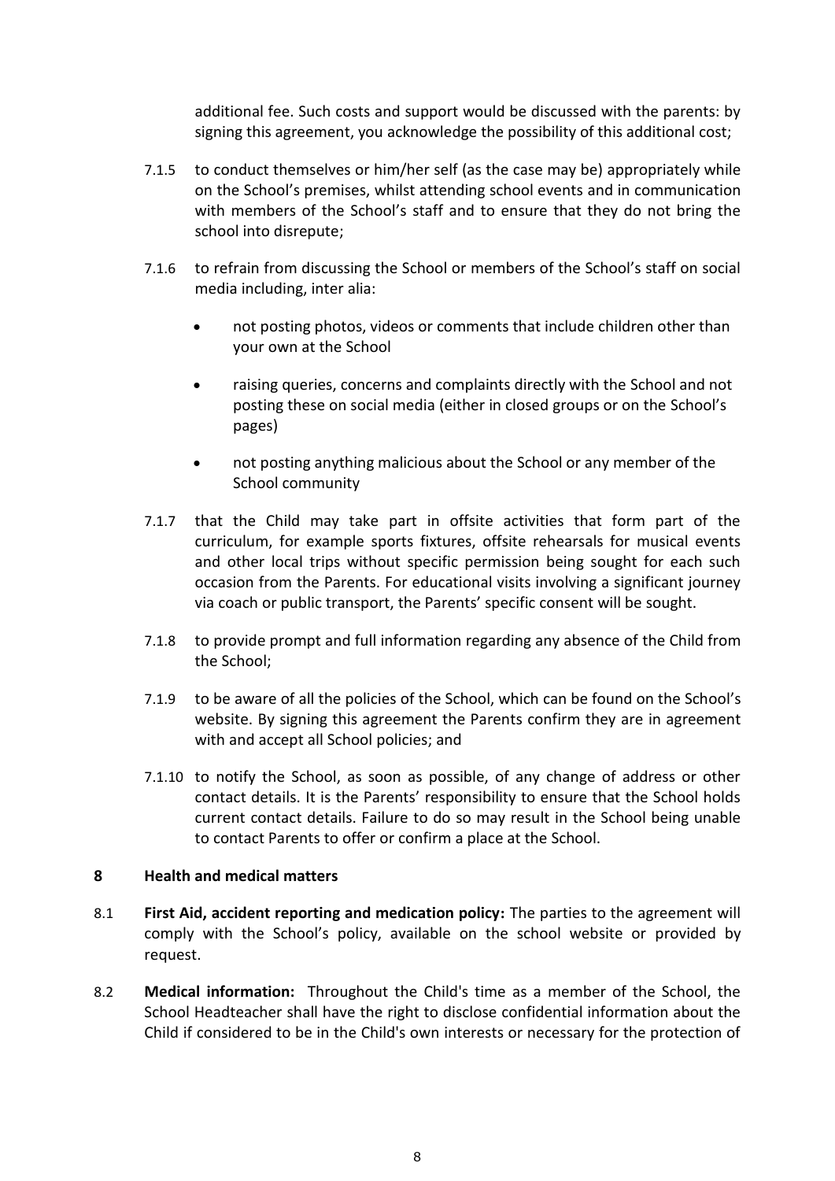additional fee. Such costs and support would be discussed with the parents: by signing this agreement, you acknowledge the possibility of this additional cost;

7.1.5 to conduct themselves or him/her self (as the case may be) appropriately while on the School's premises, whilst attending school events and in communication with members of the School's staff and to ensure that they do not bring the school into disrepute;

7.1.6 to refrain from discussing the School or members of the School's staff on social media including, inter alia:

- not posting photos, videos or comments that include children other than your own at the School
- raising queries, concerns and complaints directly with the School and not posting these on social media (either in closed groups or on the School's pages)
- not posting anything malicious about the School or any member of the School community

7.1.7 that the Child may take part in offsite activities that form part of the curriculum, for example sports fixtures, offsite rehearsals for musical events and other local trips without specific permission being sought for each such occasion from the Parents. For educational visits involving a significant journey via coach or public transport, the Parents' specific consent will be sought.

7.1.8 to provide prompt and full information regarding any absence of the Child from the School;

7.1.9 to be aware of all the policies of the School, which can be found on the School's website. By signing this agreement the Parents confirm they are in agreement with and accept all School policies; and

7.1.10 to notify the School, as soon as possible, of any change of address or other contact details. It is the Parents' responsibility to ensure that the School holds current contact details. Failure to do so may result in the School being unable to contact Parents to offer or confirm a place at the School.

## 8 Health and medical matters

8.1 **First Aid, accident reporting and medication policy:** The parties to the agreement will comply with the School's policy, available on the school website or provided by request.

8.2 **Medical information:** Throughout the Child's time as a member of the School, the School Headteacher shall have the right to disclose confidential information about the Child if considered to be in the Child's own interests or necessary for the protection of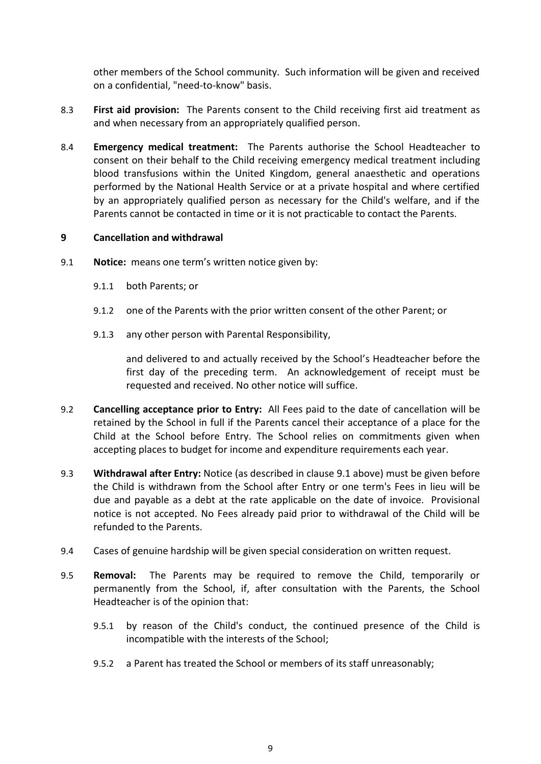other members of the School community. Such information will be given and received on a confidential, "need-to-know" basis.

8.3 **First aid provision:** The Parents consent to the Child receiving first aid treatment as and when necessary from an appropriately qualified person.

8.4 **Emergency medical treatment:** The Parents authorise the School Headteacher to consent on their behalf to the Child receiving emergency medical treatment including blood transfusions within the United Kingdom, general anaesthetic and operations performed by the National Health Service or at a private hospital and where certified by an appropriately qualified person as necessary for the Child's welfare, and if the Parents cannot be contacted in time or it is not practicable to contact the Parents.

## 9 Cancellation and withdrawal

9.1 **Notice:** means one term's written notice given by:

9.1.1 both Parents; or

9.1.2 one of the Parents with the prior written consent of the other Parent; or

9.1.3 any other person with Parental Responsibility,

and delivered to and actually received by the School's Headteacher before the first day of the preceding term. An acknowledgement of receipt must be requested and received. No other notice will suffice.

9.2 **Cancelling acceptance prior to Entry:** All Fees paid to the date of cancellation will be retained by the School in full if the Parents cancel their acceptance of a place for the Child at the School before Entry. The School relies on commitments given when accepting places to budget for income and expenditure requirements each year.

9.3 **Withdrawal after Entry:** Notice (as described in clause 9.1 above) must be given before the Child is withdrawn from the School after Entry or one term's Fees in lieu will be due and payable as a debt at the rate applicable on the date of invoice. Provisional notice is not accepted. No Fees already paid prior to withdrawal of the Child will be refunded to the Parents.

9.4 Cases of genuine hardship will be given special consideration on written request.

9.5 **Removal:** The Parents may be required to remove the Child, temporarily or permanently from the School, if, after consultation with the Parents, the School Headteacher is of the opinion that:

9.5.1 by reason of the Child's conduct, the continued presence of the Child is incompatible with the interests of the School;

9.5.2 a Parent has treated the School or members of its staff unreasonably;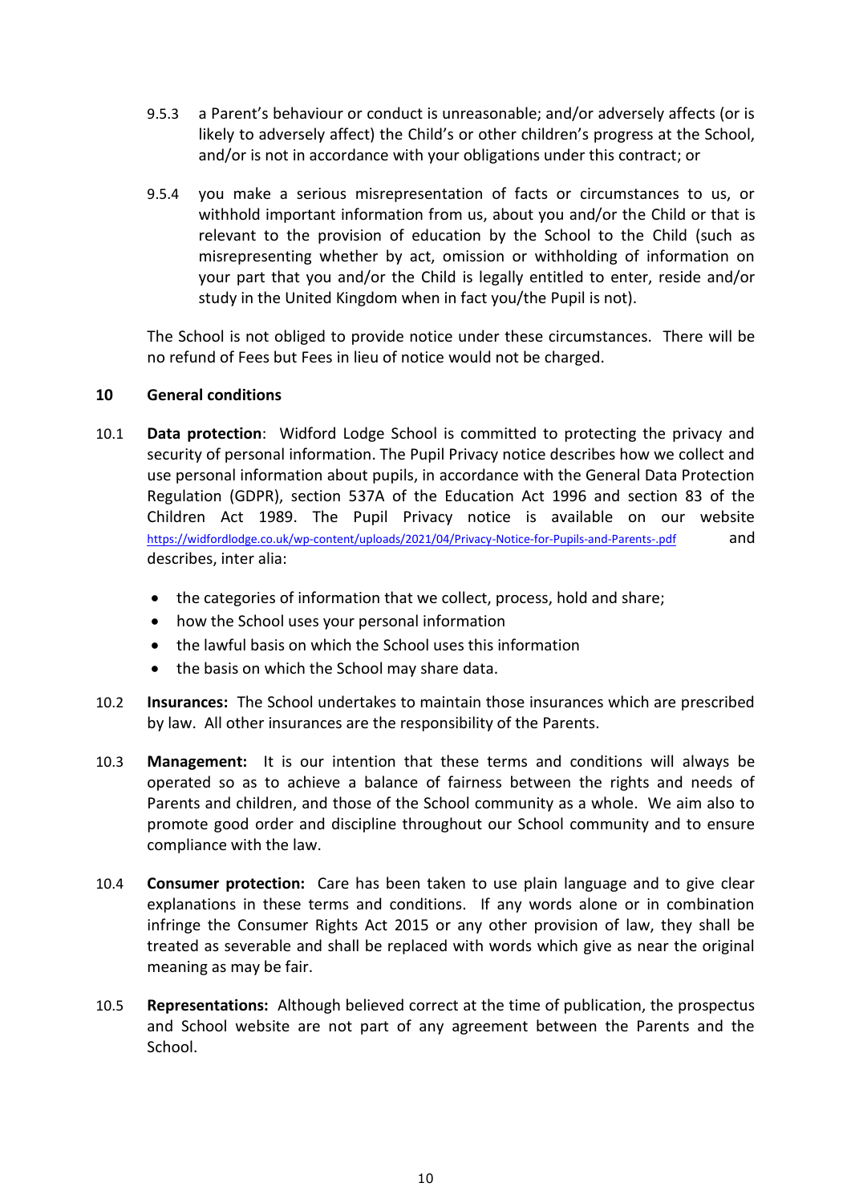9.5.3 a Parent's behaviour or conduct is unreasonable; and/or adversely affects (or is likely to adversely affect) the Child's or other children's progress at the School, and/or is not in accordance with your obligations under this contract; or

9.5.4 you make a serious misrepresentation of facts or circumstances to us, or withhold important information from us, about you and/or the Child or that is relevant to the provision of education by the School to the Child (such as misrepresenting whether by act, omission or withholding of information on your part that you and/or the Child is legally entitled to enter, reside and/or study in the United Kingdom when in fact you/the Pupil is not).

The School is not obliged to provide notice under these circumstances. There will be no refund of Fees but Fees in lieu of notice would not be charged.

## 10 General conditions

10.1 **Data protection**: Widford Lodge School is committed to protecting the privacy and security of personal information. The Pupil Privacy notice describes how we collect and use personal information about pupils, in accordance with the General Data Protection Regulation (GDPR), section 537A of the Education Act 1996 and section 83 of the Children Act 1989. The Pupil Privacy notice is available on our website https://widfordlodge.co.uk/wp-content/uploads/2021/04/Privacy-Notice-for-Pupils-and-Parents-.pdf and describes, inter alia:

- the categories of information that we collect, process, hold and share;
- how the School uses your personal information
- the lawful basis on which the School uses this information
- the basis on which the School may share data.

10.2 **Insurances:** The School undertakes to maintain those insurances which are prescribed by law. All other insurances are the responsibility of the Parents.

10.3 **Management:** It is our intention that these terms and conditions will always be operated so as to achieve a balance of fairness between the rights and needs of Parents and children, and those of the School community as a whole. We aim also to promote good order and discipline throughout our School community and to ensure compliance with the law.

10.4 **Consumer protection:** Care has been taken to use plain language and to give clear explanations in these terms and conditions. If any words alone or in combination infringe the Consumer Rights Act 2015 or any other provision of law, they shall be treated as severable and shall be replaced with words which give as near the original meaning as may be fair.

10.5 **Representations:** Although believed correct at the time of publication, the prospectus and School website are not part of any agreement between the Parents and the School.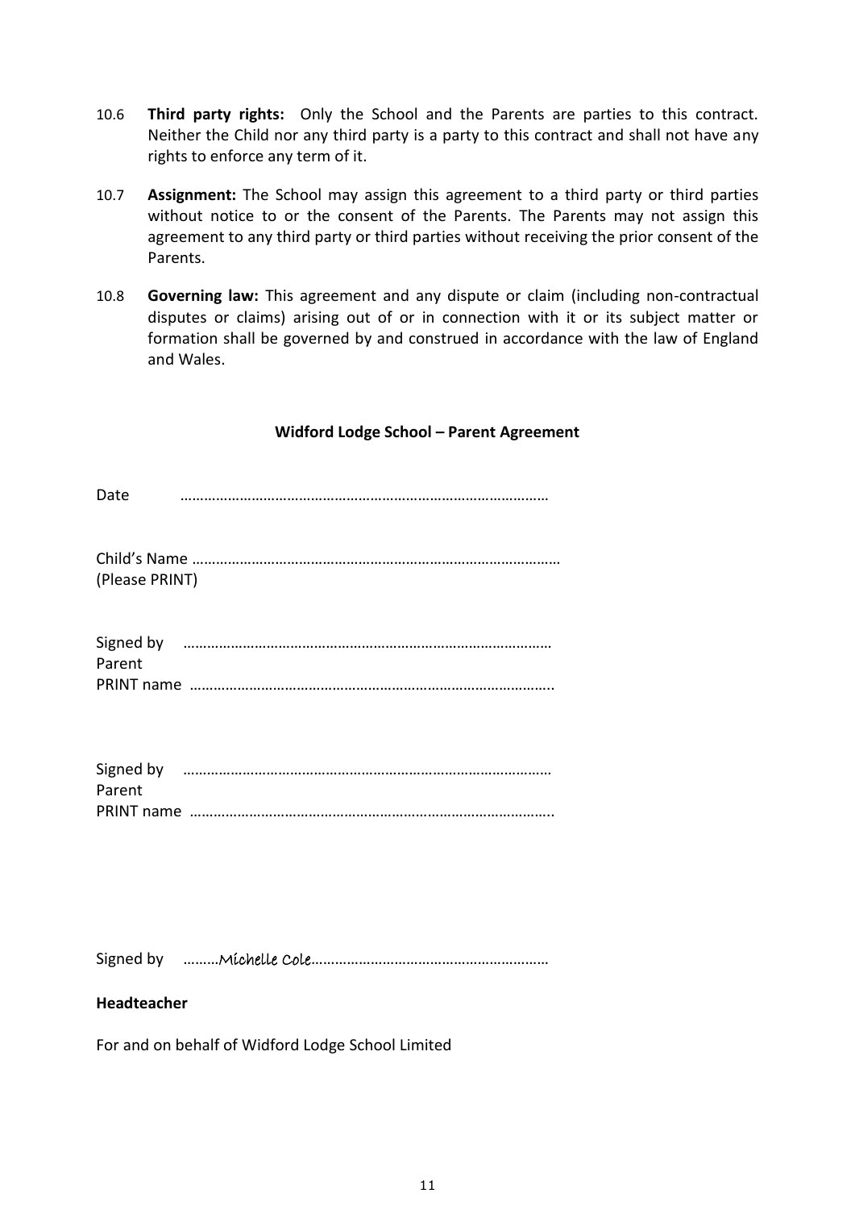10.6 **Third party rights:** Only the School and the Parents are parties to this contract. Neither the Child nor any third party is a party to this contract and shall not have any rights to enforce any term of it.

10.7 **Assignment:** The School may assign this agreement to a third party or third parties without notice to or the consent of the Parents. The Parents may not assign this agreement to any third party or third parties without receiving the prior consent of the Parents.

10.8 **Governing law:** This agreement and any dispute or claim (including non-contractual disputes or claims) arising out of or in connection with it or its subject matter or formation shall be governed by and construed in accordance with the law of England and Wales.

**Widford Lodge School – Parent Agreement**

Date ………………………………………………………………………………

Child's Name ………………………………………………………………………………
(Please PRINT)

Signed by ………………………………………………………………………………
Parent
PRINT name ………………………………………………………………………………..

Signed by ………………………………………………………………………………
Parent
PRINT name ………………………………………………………………………………..

Signed by ………Michelle Cole……………………………………………………

**Headteacher**

For and on behalf of Widford Lodge School Limited